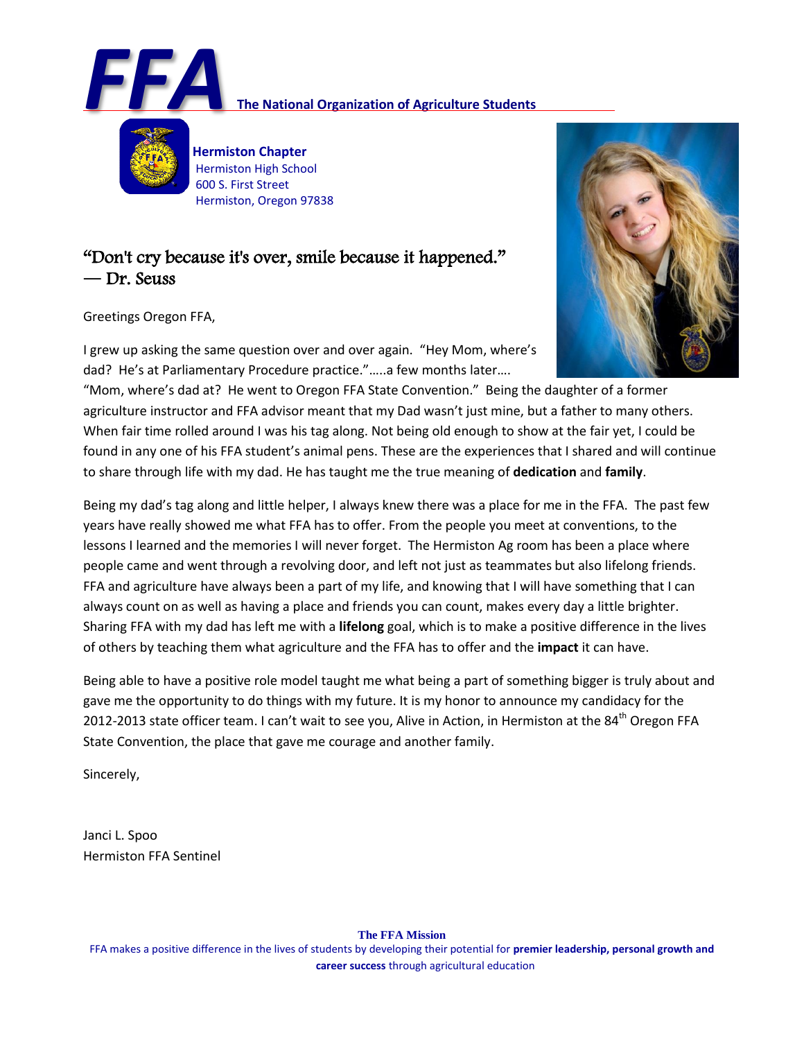# FFA The National Organization of Agriculture Students

**Hermiston Chapter**
Hermiston High School
600 S. First Street
Hermiston, Oregon 97838

## "Don't cry because it's over, smile because it happened." — Dr. Seuss

Greetings Oregon FFA,

I grew up asking the same question over and over again. "Hey Mom, where's dad? He's at Parliamentary Procedure practice."…..a few months later…. "Mom, where's dad at? He went to Oregon FFA State Convention." Being the daughter of a former agriculture instructor and FFA advisor meant that my Dad wasn't just mine, but a father to many others. When fair time rolled around I was his tag along. Not being old enough to show at the fair yet, I could be found in any one of his FFA student's animal pens. These are the experiences that I shared and will continue to share through life with my dad. He has taught me the true meaning of **dedication** and **family**.

Being my dad's tag along and little helper, I always knew there was a place for me in the FFA. The past few years have really showed me what FFA has to offer. From the people you meet at conventions, to the lessons I learned and the memories I will never forget. The Hermiston Ag room has been a place where people came and went through a revolving door, and left not just as teammates but also lifelong friends. FFA and agriculture have always been a part of my life, and knowing that I will have something that I can always count on as well as having a place and friends you can count, makes every day a little brighter. Sharing FFA with my dad has left me with a **lifelong** goal, which is to make a positive difference in the lives of others by teaching them what agriculture and the FFA has to offer and the **impact** it can have.

Being able to have a positive role model taught me what being a part of something bigger is truly about and gave me the opportunity to do things with my future. It is my honor to announce my candidacy for the 2012-2013 state officer team. I can't wait to see you, Alive in Action, in Hermiston at the 84th Oregon FFA State Convention, the place that gave me courage and another family.

Sincerely,

Janci L. Spoo
Hermiston FFA Sentinel

**The FFA Mission**
FFA makes a positive difference in the lives of students by developing their potential for **premier leadership, personal growth and career success** through agricultural education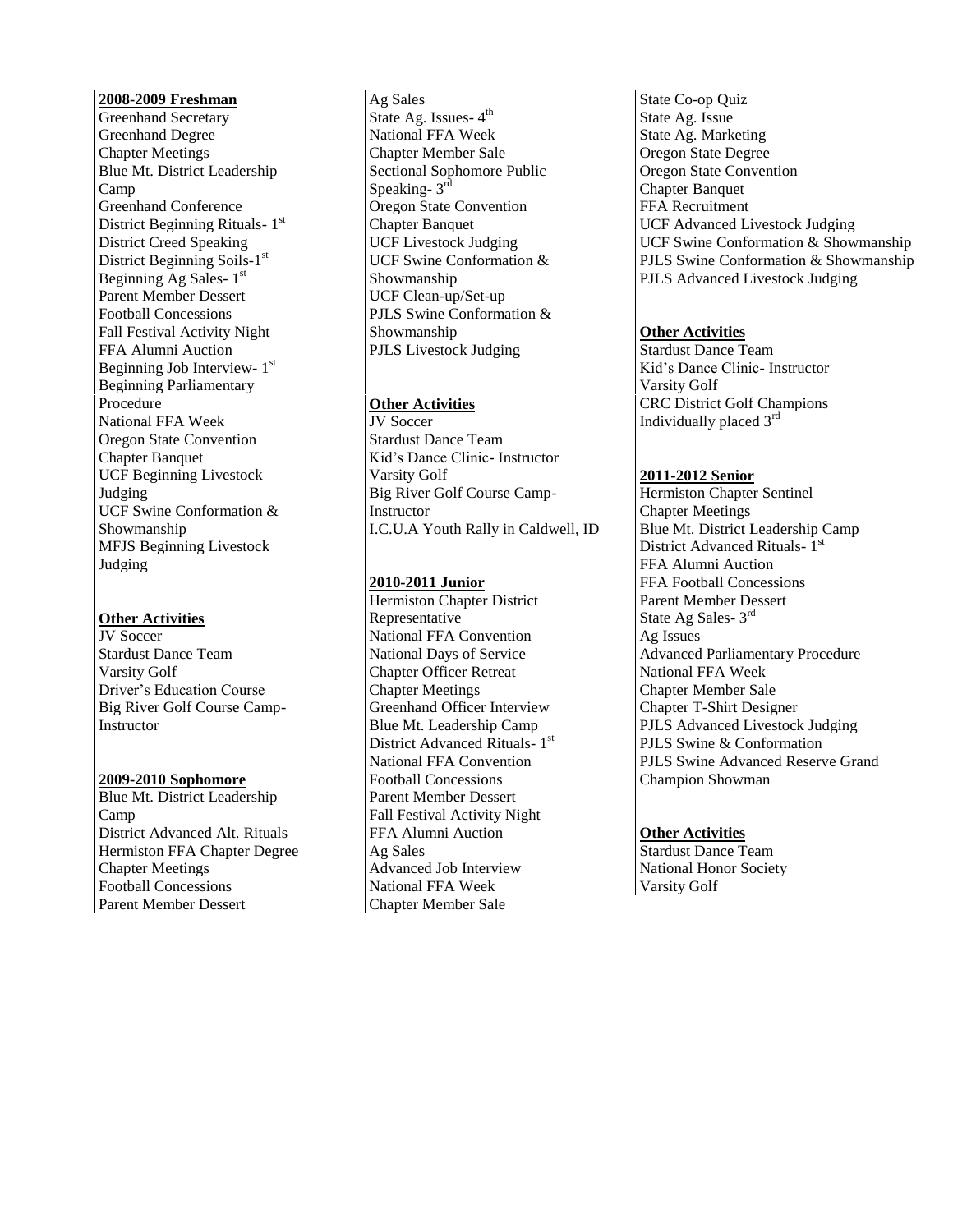**2008-2009 Freshman**

Greenhand Secretary
Greenhand Degree
Chapter Meetings
Blue Mt. District Leadership Camp
Greenhand Conference
District Beginning Rituals- 1st
District Creed Speaking
District Beginning Soils-1st
Beginning Ag Sales- 1st
Parent Member Dessert
Football Concessions
Fall Festival Activity Night
FFA Alumni Auction
Beginning Job Interview- 1st
Beginning Parliamentary Procedure
National FFA Week
Oregon State Convention
Chapter Banquet
UCF Beginning Livestock Judging
UCF Swine Conformation & Showmanship
MFJS Beginning Livestock Judging

**Other Activities**

JV Soccer
Stardust Dance Team
Varsity Golf
Driver's Education Course
Big River Golf Course Camp- Instructor

**2009-2010 Sophomore**

Blue Mt. District Leadership Camp
District Advanced Alt. Rituals
Hermiston FFA Chapter Degree
Chapter Meetings
Football Concessions
Parent Member Dessert
Ag Sales
State Ag. Issues- 4th
National FFA Week
Chapter Member Sale
Sectional Sophomore Public Speaking- 3rd
Oregon State Convention
Chapter Banquet
UCF Livestock Judging
UCF Swine Conformation & Showmanship
UCF Clean-up/Set-up
PJLS Swine Conformation & Showmanship
PJLS Livestock Judging

**Other Activities**

JV Soccer
Stardust Dance Team
Kid's Dance Clinic- Instructor
Varsity Golf
Big River Golf Course Camp- Instructor
I.C.U.A Youth Rally in Caldwell, ID

**2010-2011 Junior**

Hermiston Chapter District Representative
National FFA Convention
National Days of Service
Chapter Officer Retreat
Chapter Meetings
Greenhand Officer Interview
Blue Mt. Leadership Camp
District Advanced Rituals- 1st
National FFA Convention
Football Concessions
Parent Member Dessert
Fall Festival Activity Night
FFA Alumni Auction
Ag Sales
Advanced Job Interview
National FFA Week
Chapter Member Sale
State Co-op Quiz
State Ag. Issue
State Ag. Marketing
Oregon State Degree
Oregon State Convention
Chapter Banquet
FFA Recruitment
UCF Advanced Livestock Judging
UCF Swine Conformation & Showmanship
PJLS Swine Conformation & Showmanship
PJLS Advanced Livestock Judging

**Other Activities**

Stardust Dance Team
Kid's Dance Clinic- Instructor
Varsity Golf
CRC District Golf Champions
Individually placed 3rd

**2011-2012 Senior**

Hermiston Chapter Sentinel
Chapter Meetings
Blue Mt. District Leadership Camp
District Advanced Rituals- 1st
FFA Alumni Auction
FFA Football Concessions
Parent Member Dessert
State Ag Sales- 3rd
Ag Issues
Advanced Parliamentary Procedure
National FFA Week
Chapter Member Sale
Chapter T-Shirt Designer
PJLS Advanced Livestock Judging
PJLS Swine & Conformation
PJLS Swine Advanced Reserve Grand Champion Showman

**Other Activities**

Stardust Dance Team
National Honor Society
Varsity Golf